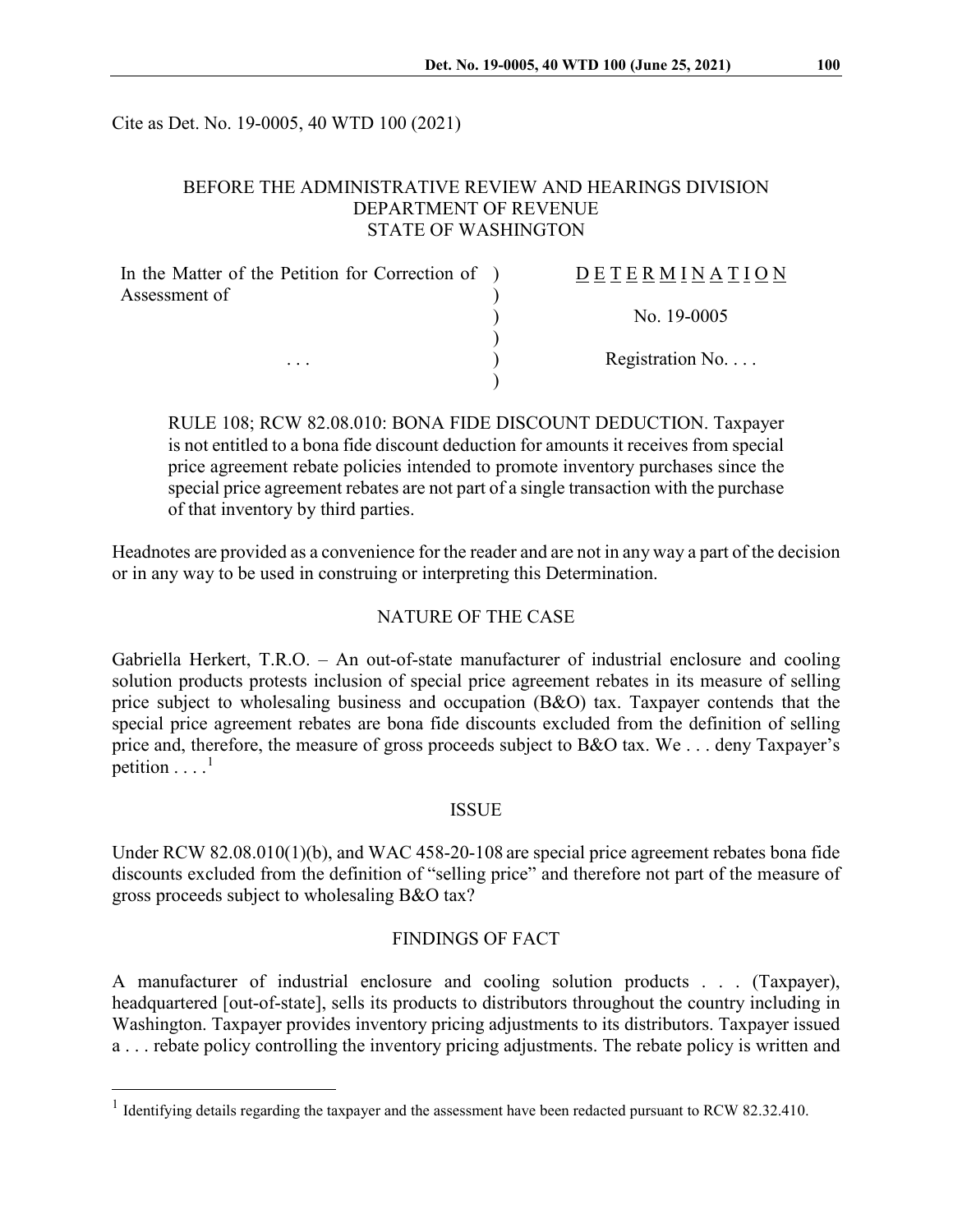Cite as Det. No. 19-0005, 40 WTD 100 (2021)

BEFORE THE ADMINISTRATIVE REVIEW AND HEARINGS DIVISION
DEPARTMENT OF REVENUE
STATE OF WASHINGTON

| In the Matter of the Petition for Correction of Assessment of | D E T E R M I N A T I O N |
|---|---|
| | No. 19-0005 |
| . . . | Registration No. . . . |

RULE 108; RCW 82.08.010: BONA FIDE DISCOUNT DEDUCTION. Taxpayer is not entitled to a bona fide discount deduction for amounts it receives from special price agreement rebate policies intended to promote inventory purchases since the special price agreement rebates are not part of a single transaction with the purchase of that inventory by third parties.

Headnotes are provided as a convenience for the reader and are not in any way a part of the decision or in any way to be used in construing or interpreting this Determination.

## NATURE OF THE CASE

Gabriella Herkert, T.R.O. – An out-of-state manufacturer of industrial enclosure and cooling solution products protests inclusion of special price agreement rebates in its measure of selling price subject to wholesaling business and occupation (B&O) tax. Taxpayer contends that the special price agreement rebates are bona fide discounts excluded from the definition of selling price and, therefore, the measure of gross proceeds subject to B&O tax. We . . . deny Taxpayer's petition . . . .[1]

## ISSUE

Under RCW 82.08.010(1)(b), and WAC 458-20-108 are special price agreement rebates bona fide discounts excluded from the definition of "selling price" and therefore not part of the measure of gross proceeds subject to wholesaling B&O tax?

## FINDINGS OF FACT

A manufacturer of industrial enclosure and cooling solution products . . . (Taxpayer), headquartered [out-of-state], sells its products to distributors throughout the country including in Washington. Taxpayer provides inventory pricing adjustments to its distributors. Taxpayer issued a . . . rebate policy controlling the inventory pricing adjustments. The rebate policy is written and

[1] Identifying details regarding the taxpayer and the assessment have been redacted pursuant to RCW 82.32.410.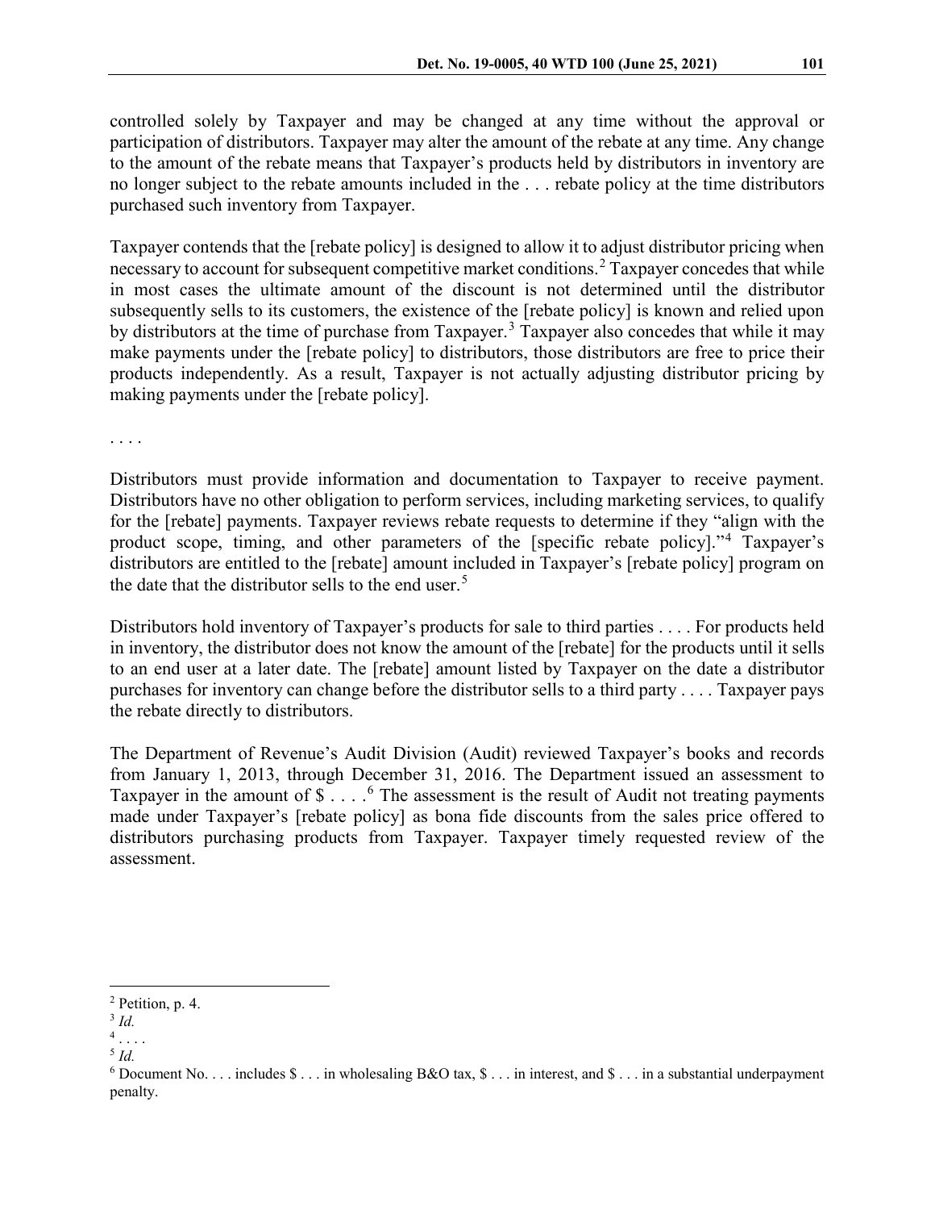controlled solely by Taxpayer and may be changed at any time without the approval or participation of distributors. Taxpayer may alter the amount of the rebate at any time. Any change to the amount of the rebate means that Taxpayer's products held by distributors in inventory are no longer subject to the rebate amounts included in the . . . rebate policy at the time distributors purchased such inventory from Taxpayer.

Taxpayer contends that the [rebate policy] is designed to allow it to adjust distributor pricing when necessary to account for subsequent competitive market conditions.[2] Taxpayer concedes that while in most cases the ultimate amount of the discount is not determined until the distributor subsequently sells to its customers, the existence of the [rebate policy] is known and relied upon by distributors at the time of purchase from Taxpayer.[3] Taxpayer also concedes that while it may make payments under the [rebate policy] to distributors, those distributors are free to price their products independently. As a result, Taxpayer is not actually adjusting distributor pricing by making payments under the [rebate policy].

. . . .

Distributors must provide information and documentation to Taxpayer to receive payment. Distributors have no other obligation to perform services, including marketing services, to qualify for the [rebate] payments. Taxpayer reviews rebate requests to determine if they "align with the product scope, timing, and other parameters of the [specific rebate policy]."[4] Taxpayer's distributors are entitled to the [rebate] amount included in Taxpayer's [rebate policy] program on the date that the distributor sells to the end user.[5]

Distributors hold inventory of Taxpayer's products for sale to third parties . . . . For products held in inventory, the distributor does not know the amount of the [rebate] for the products until it sells to an end user at a later date. The [rebate] amount listed by Taxpayer on the date a distributor purchases for inventory can change before the distributor sells to a third party . . . . Taxpayer pays the rebate directly to distributors.

The Department of Revenue's Audit Division (Audit) reviewed Taxpayer's books and records from January 1, 2013, through December 31, 2016. The Department issued an assessment to Taxpayer in the amount of $ . . . .[6] The assessment is the result of Audit not treating payments made under Taxpayer's [rebate policy] as bona fide discounts from the sales price offered to distributors purchasing products from Taxpayer. Taxpayer timely requested review of the assessment.

---

[2] Petition, p. 4.

[3] *Id.*

[4] . . . .

[5] *Id.*

[6] Document No. . . . includes $ . . . in wholesaling B&O tax, $ . . . in interest, and $ . . . in a substantial underpayment penalty.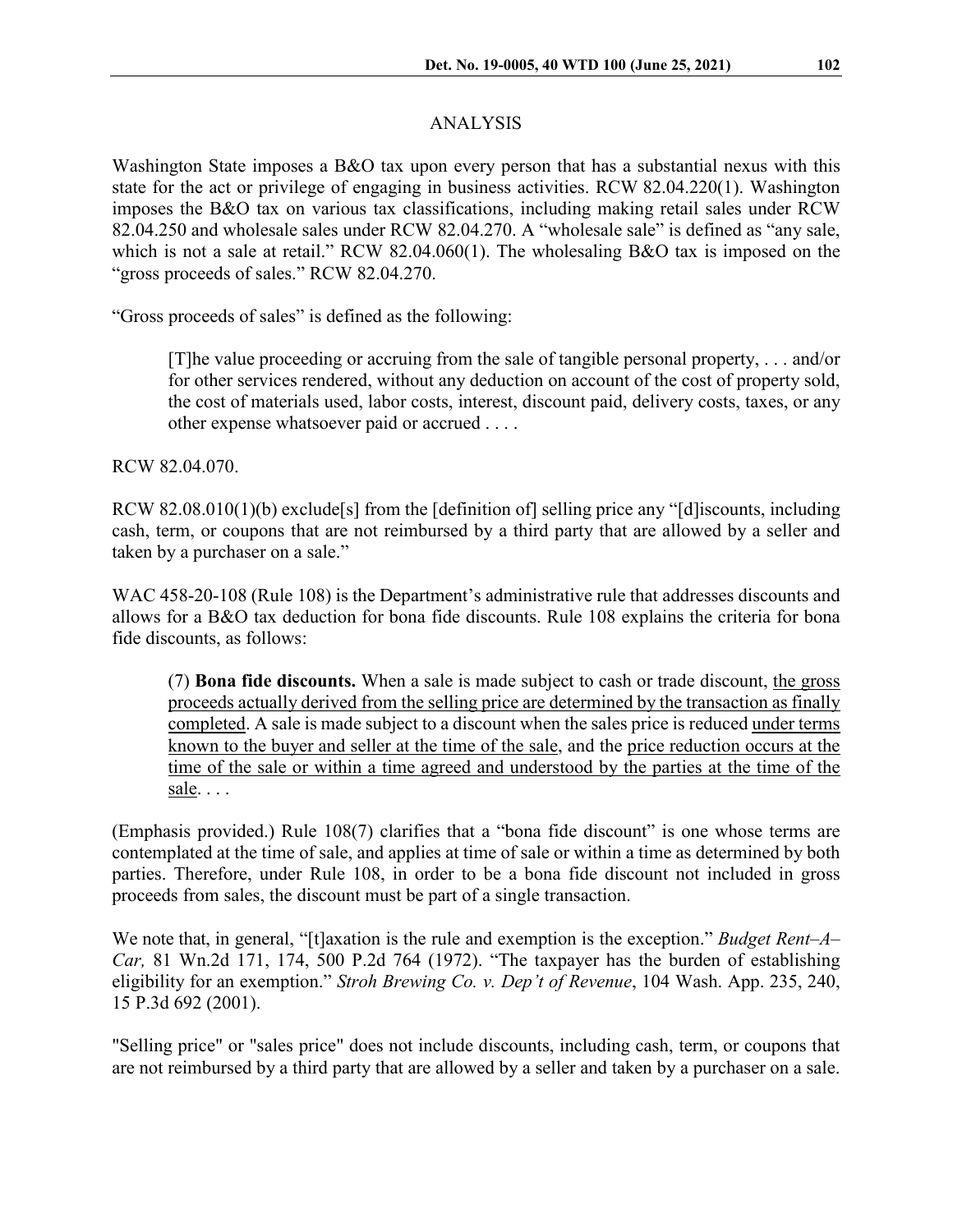## ANALYSIS

Washington State imposes a B&O tax upon every person that has a substantial nexus with this state for the act or privilege of engaging in business activities. RCW 82.04.220(1). Washington imposes the B&O tax on various tax classifications, including making retail sales under RCW 82.04.250 and wholesale sales under RCW 82.04.270. A "wholesale sale" is defined as "any sale, which is not a sale at retail." RCW 82.04.060(1). The wholesaling B&O tax is imposed on the "gross proceeds of sales." RCW 82.04.270.

"Gross proceeds of sales" is defined as the following:

> [T]he value proceeding or accruing from the sale of tangible personal property, . . . and/or for other services rendered, without any deduction on account of the cost of property sold, the cost of materials used, labor costs, interest, discount paid, delivery costs, taxes, or any other expense whatsoever paid or accrued . . . .

RCW 82.04.070.

RCW 82.08.010(1)(b) exclude[s] from the [definition of] selling price any "[d]iscounts, including cash, term, or coupons that are not reimbursed by a third party that are allowed by a seller and taken by a purchaser on a sale."

WAC 458-20-108 (Rule 108) is the Department's administrative rule that addresses discounts and allows for a B&O tax deduction for bona fide discounts. Rule 108 explains the criteria for bona fide discounts, as follows:

> (7) **Bona fide discounts.** When a sale is made subject to cash or trade discount, <u>the gross proceeds actually derived from the selling price are determined by the transaction as finally completed</u>. A sale is made subject to a discount when the sales price is reduced <u>under terms known to the buyer and seller at the time of the sale</u>, and the <u>price reduction occurs at the time of the sale or within a time agreed and understood by the parties at the time of the sale</u>. . . .

(Emphasis provided.) Rule 108(7) clarifies that a "bona fide discount" is one whose terms are contemplated at the time of sale, and applies at time of sale or within a time as determined by both parties. Therefore, under Rule 108, in order to be a bona fide discount not included in gross proceeds from sales, the discount must be part of a single transaction.

We note that, in general, "[t]axation is the rule and exemption is the exception." *Budget Rent–A–Car,* 81 Wn.2d 171, 174, 500 P.2d 764 (1972). "The taxpayer has the burden of establishing eligibility for an exemption." *Stroh Brewing Co. v. Dep't of Revenue*, 104 Wash. App. 235, 240, 15 P.3d 692 (2001).

"Selling price" or "sales price" does not include discounts, including cash, term, or coupons that are not reimbursed by a third party that are allowed by a seller and taken by a purchaser on a sale.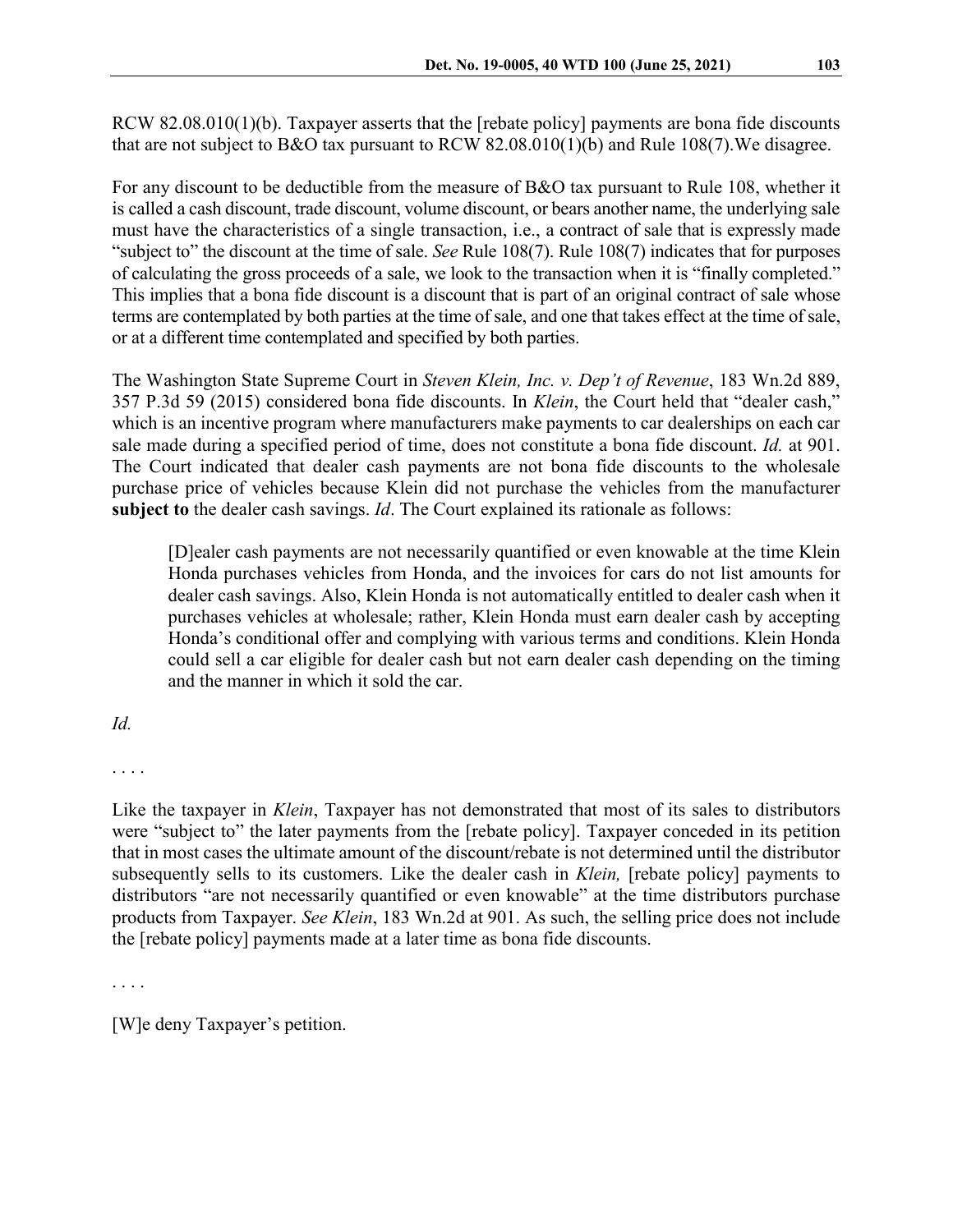RCW 82.08.010(1)(b). Taxpayer asserts that the [rebate policy] payments are bona fide discounts that are not subject to B&O tax pursuant to RCW 82.08.010(1)(b) and Rule 108(7).We disagree.

For any discount to be deductible from the measure of B&O tax pursuant to Rule 108, whether it is called a cash discount, trade discount, volume discount, or bears another name, the underlying sale must have the characteristics of a single transaction, i.e., a contract of sale that is expressly made "subject to" the discount at the time of sale. *See* Rule 108(7). Rule 108(7) indicates that for purposes of calculating the gross proceeds of a sale, we look to the transaction when it is "finally completed." This implies that a bona fide discount is a discount that is part of an original contract of sale whose terms are contemplated by both parties at the time of sale, and one that takes effect at the time of sale, or at a different time contemplated and specified by both parties.

The Washington State Supreme Court in *Steven Klein, Inc. v. Dep't of Revenue*, 183 Wn.2d 889, 357 P.3d 59 (2015) considered bona fide discounts. In *Klein*, the Court held that "dealer cash," which is an incentive program where manufacturers make payments to car dealerships on each car sale made during a specified period of time, does not constitute a bona fide discount. *Id.* at 901. The Court indicated that dealer cash payments are not bona fide discounts to the wholesale purchase price of vehicles because Klein did not purchase the vehicles from the manufacturer **subject to** the dealer cash savings. *Id*. The Court explained its rationale as follows:

> [D]ealer cash payments are not necessarily quantified or even knowable at the time Klein Honda purchases vehicles from Honda, and the invoices for cars do not list amounts for dealer cash savings. Also, Klein Honda is not automatically entitled to dealer cash when it purchases vehicles at wholesale; rather, Klein Honda must earn dealer cash by accepting Honda's conditional offer and complying with various terms and conditions. Klein Honda could sell a car eligible for dealer cash but not earn dealer cash depending on the timing and the manner in which it sold the car.

*Id.*

. . . .

Like the taxpayer in *Klein*, Taxpayer has not demonstrated that most of its sales to distributors were "subject to" the later payments from the [rebate policy]. Taxpayer conceded in its petition that in most cases the ultimate amount of the discount/rebate is not determined until the distributor subsequently sells to its customers. Like the dealer cash in *Klein,* [rebate policy] payments to distributors "are not necessarily quantified or even knowable" at the time distributors purchase products from Taxpayer. *See Klein*, 183 Wn.2d at 901. As such, the selling price does not include the [rebate policy] payments made at a later time as bona fide discounts.

. . . .

[W]e deny Taxpayer's petition.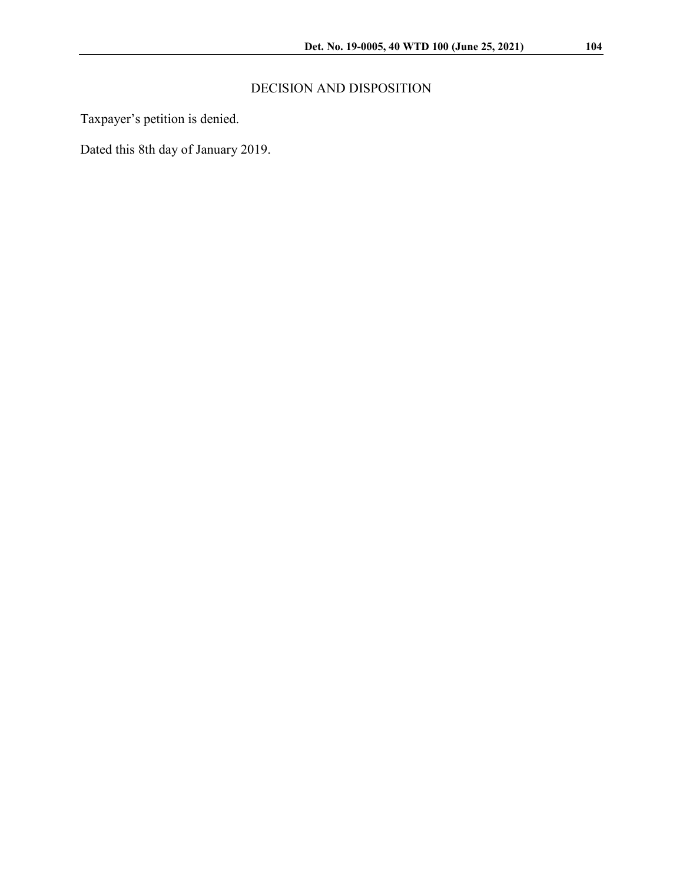## DECISION AND DISPOSITION

Taxpayer's petition is denied.

Dated this 8th day of January 2019.